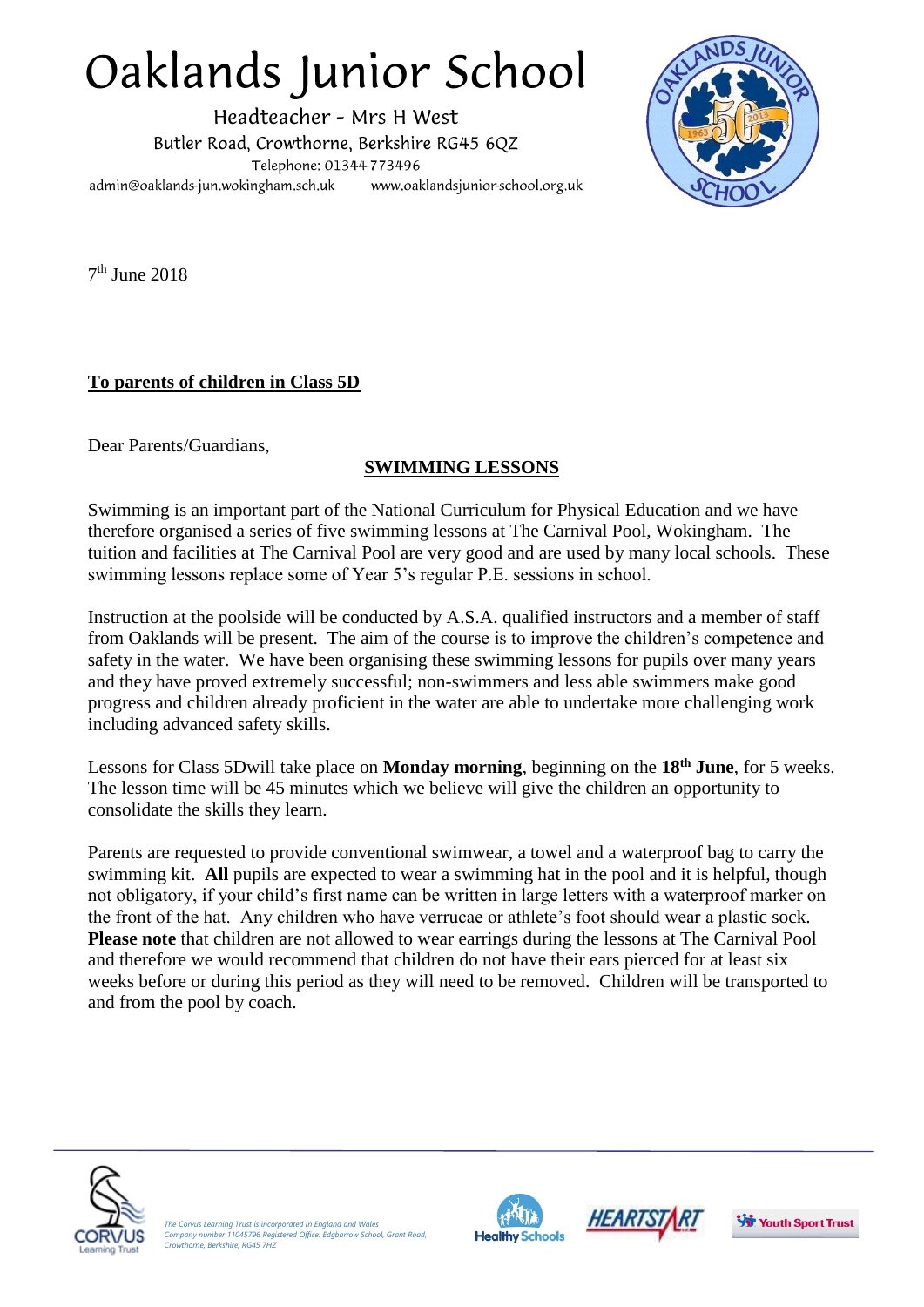# Oaklands Junior School

Headteacher - Mrs H West
Butler Road, Crowthorne, Berkshire RG45 6QZ
Telephone: 01344-773496
admin@oaklands-jun.wokingham.sch.uk www.oaklandsjunior-school.org.uk

7th June 2018

**To parents of children in Class 5D**

Dear Parents/Guardians,

**SWIMMING LESSONS**

Swimming is an important part of the National Curriculum for Physical Education and we have therefore organised a series of five swimming lessons at The Carnival Pool, Wokingham. The tuition and facilities at The Carnival Pool are very good and are used by many local schools. These swimming lessons replace some of Year 5's regular P.E. sessions in school.

Instruction at the poolside will be conducted by A.S.A. qualified instructors and a member of staff from Oaklands will be present. The aim of the course is to improve the children's competence and safety in the water. We have been organising these swimming lessons for pupils over many years and they have proved extremely successful; non-swimmers and less able swimmers make good progress and children already proficient in the water are able to undertake more challenging work including advanced safety skills.

Lessons for Class 5Dwill take place on **Monday morning**, beginning on the **18th June**, for 5 weeks. The lesson time will be 45 minutes which we believe will give the children an opportunity to consolidate the skills they learn.

Parents are requested to provide conventional swimwear, a towel and a waterproof bag to carry the swimming kit. **All** pupils are expected to wear a swimming hat in the pool and it is helpful, though not obligatory, if your child's first name can be written in large letters with a waterproof marker on the front of the hat. Any children who have verrucae or athlete's foot should wear a plastic sock. **Please note** that children are not allowed to wear earrings during the lessons at The Carnival Pool and therefore we would recommend that children do not have their ears pierced for at least six weeks before or during this period as they will need to be removed. Children will be transported to and from the pool by coach.

*The Corvus Learning Trust is incorporated in England and Wales Company number 11045796 Registered Office: Edgbarrow School, Grant Road, Crowthorne, Berkshire, RG45 7HZ*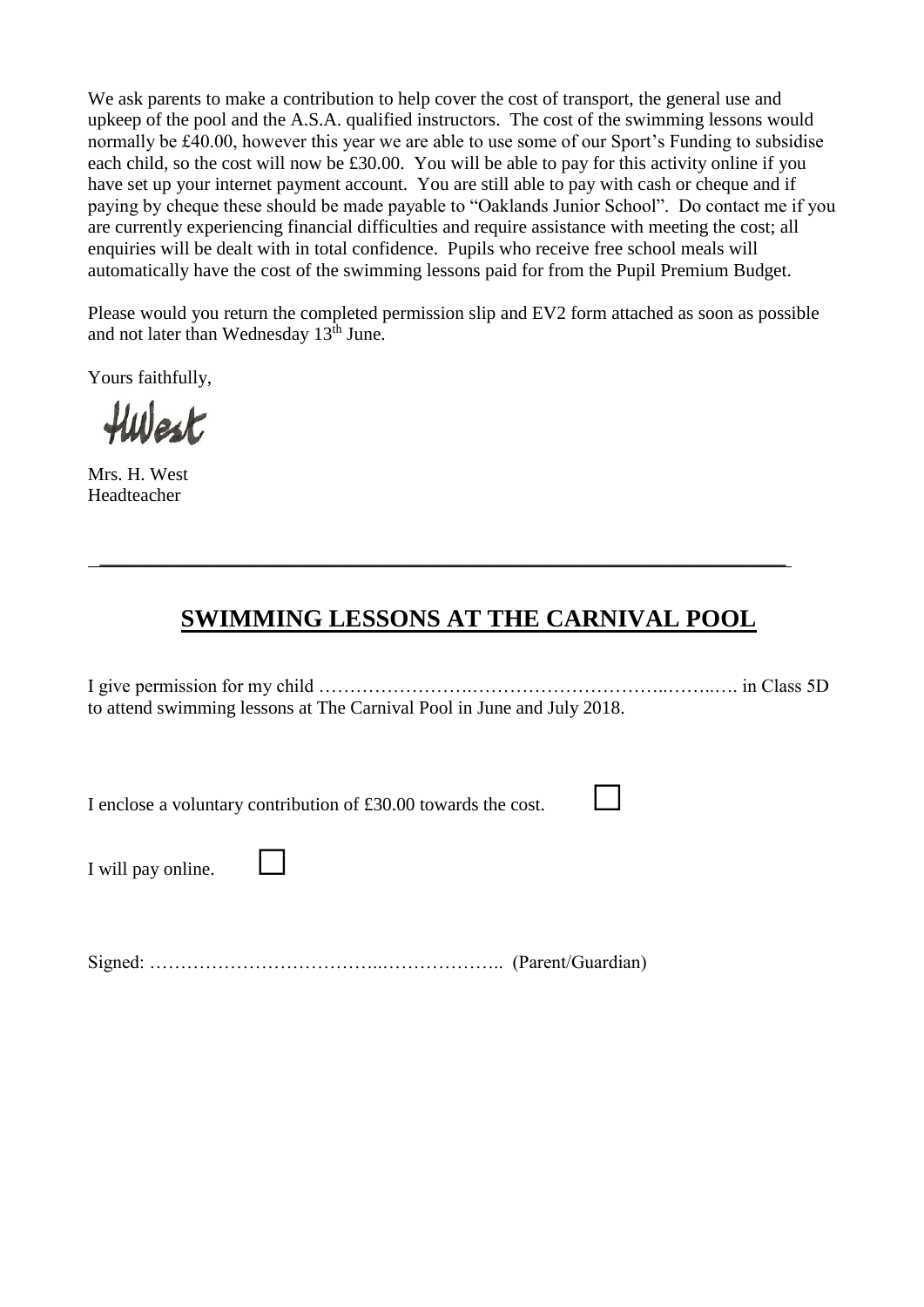We ask parents to make a contribution to help cover the cost of transport, the general use and upkeep of the pool and the A.S.A. qualified instructors. The cost of the swimming lessons would normally be £40.00, however this year we are able to use some of our Sport's Funding to subsidise each child, so the cost will now be £30.00. You will be able to pay for this activity online if you have set up your internet payment account. You are still able to pay with cash or cheque and if paying by cheque these should be made payable to "Oaklands Junior School". Do contact me if you are currently experiencing financial difficulties and require assistance with meeting the cost; all enquiries will be dealt with in total confidence. Pupils who receive free school meals will automatically have the cost of the swimming lessons paid for from the Pupil Premium Budget.

Please would you return the completed permission slip and EV2 form attached as soon as possible and not later than Wednesday 13th June.

Yours faithfully,

HWest

Mrs. H. West
Headteacher

---

## SWIMMING LESSONS AT THE CARNIVAL POOL

I give permission for my child ………………………………………………………………. in Class 5D to attend swimming lessons at The Carnival Pool in June and July 2018.

I enclose a voluntary contribution of £30.00 towards the cost. ☐

I will pay online. ☐

Signed: ……………………………………………………. (Parent/Guardian)